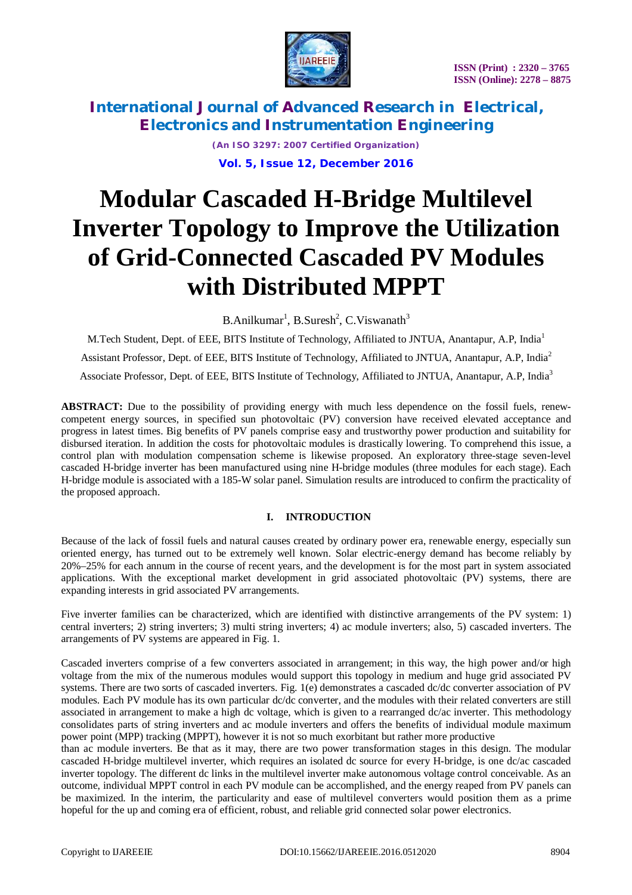# Modular Cascaded H-Bridge Multilevel Inverter Topology to Improve the Utilization of Grid-Connected Cascaded PV Modules with Distributed MPPT

B.Anilkumar[1], B.Suresh[2], C.Viswanath[3]

M.Tech Student, Dept. of EEE, BITS Institute of Technology, Affiliated to JNTUA, Anantapur, A.P, India[1]

Assistant Professor, Dept. of EEE, BITS Institute of Technology, Affiliated to JNTUA, Anantapur, A.P, India[2]

Associate Professor, Dept. of EEE, BITS Institute of Technology, Affiliated to JNTUA, Anantapur, A.P, India[3]

**ABSTRACT:** Due to the possibility of providing energy with much less dependence on the fossil fuels, renew-competent energy sources, in specified sun photovoltaic (PV) conversion have received elevated acceptance and progress in latest times. Big benefits of PV panels comprise easy and trustworthy power production and suitability for disbursed iteration. In addition the costs for photovoltaic modules is drastically lowering. To comprehend this issue, a control plan with modulation compensation scheme is likewise proposed. An exploratory three-stage seven-level cascaded H-bridge inverter has been manufactured using nine H-bridge modules (three modules for each stage). Each H-bridge module is associated with a 185-W solar panel. Simulation results are introduced to confirm the practicality of the proposed approach.

## I. INTRODUCTION

Because of the lack of fossil fuels and natural causes created by ordinary power era, renewable energy, especially sun oriented energy, has turned out to be extremely well known. Solar electric-energy demand has become reliably by 20%–25% for each annum in the course of recent years, and the development is for the most part in system associated applications. With the exceptional market development in grid associated photovoltaic (PV) systems, there are expanding interests in grid associated PV arrangements.

Five inverter families can be characterized, which are identified with distinctive arrangements of the PV system: 1) central inverters; 2) string inverters; 3) multi string inverters; 4) ac module inverters; also, 5) cascaded inverters. The arrangements of PV systems are appeared in Fig. 1.

Cascaded inverters comprise of a few converters associated in arrangement; in this way, the high power and/or high voltage from the mix of the numerous modules would support this topology in medium and huge grid associated PV systems. There are two sorts of cascaded inverters. Fig. 1(e) demonstrates a cascaded dc/dc converter association of PV modules. Each PV module has its own particular dc/dc converter, and the modules with their related converters are still associated in arrangement to make a high dc voltage, which is given to a rearranged dc/ac inverter. This methodology consolidates parts of string inverters and ac module inverters and offers the benefits of individual module maximum power point (MPP) tracking (MPPT), however it is not so much exorbitant but rather more productive than ac module inverters. Be that as it may, there are two power transformation stages in this design. The modular cascaded H-bridge multilevel inverter, which requires an isolated dc source for every H-bridge, is one dc/ac cascaded inverter topology. The different dc links in the multilevel inverter make autonomous voltage control conceivable. As an outcome, individual MPPT control in each PV module can be accomplished, and the energy reaped from PV panels can be maximized. In the interim, the particularity and ease of multilevel converters would position them as a prime hopeful for the up and coming era of efficient, robust, and reliable grid connected solar power electronics.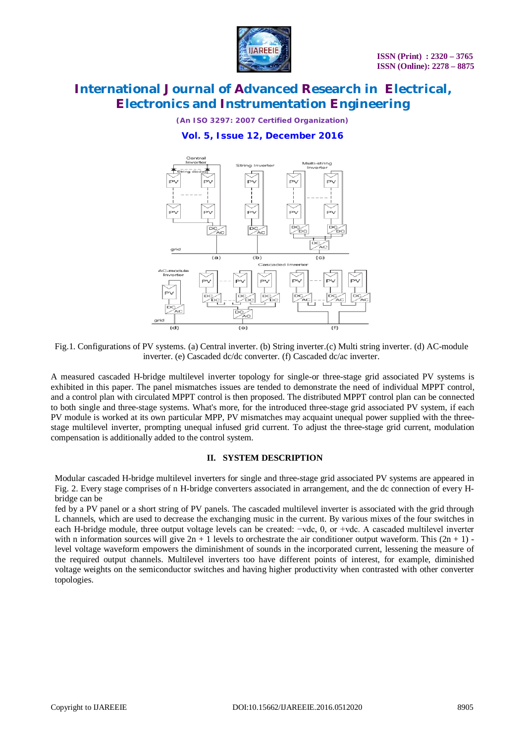Fig.1. Configurations of PV systems. (a) Central inverter. (b) String inverter.(c) Multi string inverter. (d) AC-module inverter. (e) Cascaded dc/dc converter. (f) Cascaded dc/ac inverter.

A measured cascaded H-bridge multilevel inverter topology for single-or three-stage grid associated PV systems is exhibited in this paper. The panel mismatches issues are tended to demonstrate the need of individual MPPT control, and a control plan with circulated MPPT control is then proposed. The distributed MPPT control plan can be connected to both single and three-stage systems. What's more, for the introduced three-stage grid associated PV system, if each PV module is worked at its own particular MPP, PV mismatches may acquaint unequal power supplied with the three-stage multilevel inverter, prompting unequal infused grid current. To adjust the three-stage grid current, modulation compensation is additionally added to the control system.

## II. SYSTEM DESCRIPTION

Modular cascaded H-bridge multilevel inverters for single and three-stage grid associated PV systems are appeared in Fig. 2. Every stage comprises of n H-bridge converters associated in arrangement, and the dc connection of every H-bridge can be

fed by a PV panel or a short string of PV panels. The cascaded multilevel inverter is associated with the grid through L channels, which are used to decrease the exchanging music in the current. By various mixes of the four switches in each H-bridge module, three output voltage levels can be created: −vdc, 0, or +vdc. A cascaded multilevel inverter with n information sources will give 2n + 1 levels to orchestrate the air conditioner output waveform. This (2n + 1) -level voltage waveform empowers the diminishment of sounds in the incorporated current, lessening the measure of the required output channels. Multilevel inverters too have different points of interest, for example, diminished voltage weights on the semiconductor switches and having higher productivity when contrasted with other converter topologies.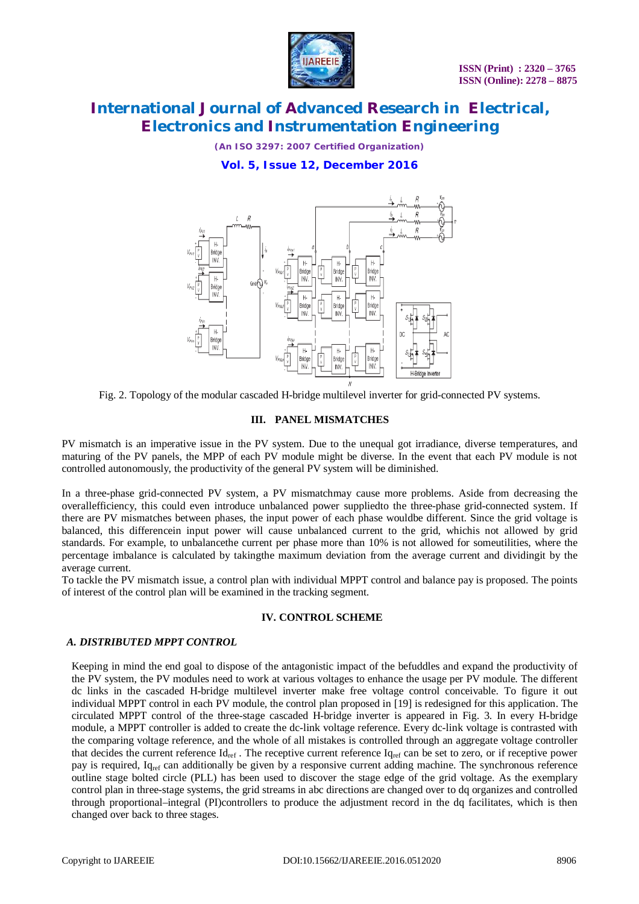Fig. 2. Topology of the modular cascaded H-bridge multilevel inverter for grid-connected PV systems.

## III. PANEL MISMATCHES

PV mismatch is an imperative issue in the PV system. Due to the unequal got irradiance, diverse temperatures, and maturing of the PV panels, the MPP of each PV module might be diverse. In the event that each PV module is not controlled autonomously, the productivity of the general PV system will be diminished.

In a three-phase grid-connected PV system, a PV mismatchmay cause more problems. Aside from decreasing the overallefficiency, this could even introduce unbalanced power suppliedto the three-phase grid-connected system. If there are PV mismatches between phases, the input power of each phase wouldbe different. Since the grid voltage is balanced, this differencein input power will cause unbalanced current to the grid, whichis not allowed by grid standards. For example, to unbalancethe current per phase more than 10% is not allowed for someutilities, where the percentage imbalance is calculated by takingthe maximum deviation from the average current and dividingit by the average current.

To tackle the PV mismatch issue, a control plan with individual MPPT control and balance pay is proposed. The points of interest of the control plan will be examined in the tracking segment.

## IV. CONTROL SCHEME

### *A. DISTRIBUTED MPPT CONTROL*

Keeping in mind the end goal to dispose of the antagonistic impact of the befuddles and expand the productivity of the PV system, the PV modules need to work at various voltages to enhance the usage per PV module. The different dc links in the cascaded H-bridge multilevel inverter make free voltage control conceivable. To figure it out individual MPPT control in each PV module, the control plan proposed in [19] is redesigned for this application. The circulated MPPT control of the three-stage cascaded H-bridge inverter is appeared in Fig. 3. In every H-bridge module, a MPPT controller is added to create the dc-link voltage reference. Every dc-link voltage is contrasted with the comparing voltage reference, and the whole of all mistakes is controlled through an aggregate voltage controller that decides the current reference $Id_{ref}$ . The receptive current reference $Iq_{ref}$ can be set to zero, or if receptive power pay is required, $Iq_{ref}$ can additionally be given by a responsive current adding machine. The synchronous reference outline stage bolted circle (PLL) has been used to discover the stage edge of the grid voltage. As the exemplary control plan in three-stage systems, the grid streams in abc directions are changed over to dq organizes and controlled through proportional–integral (PI)controllers to produce the adjustment record in the dq facilitates, which is then changed over back to three stages.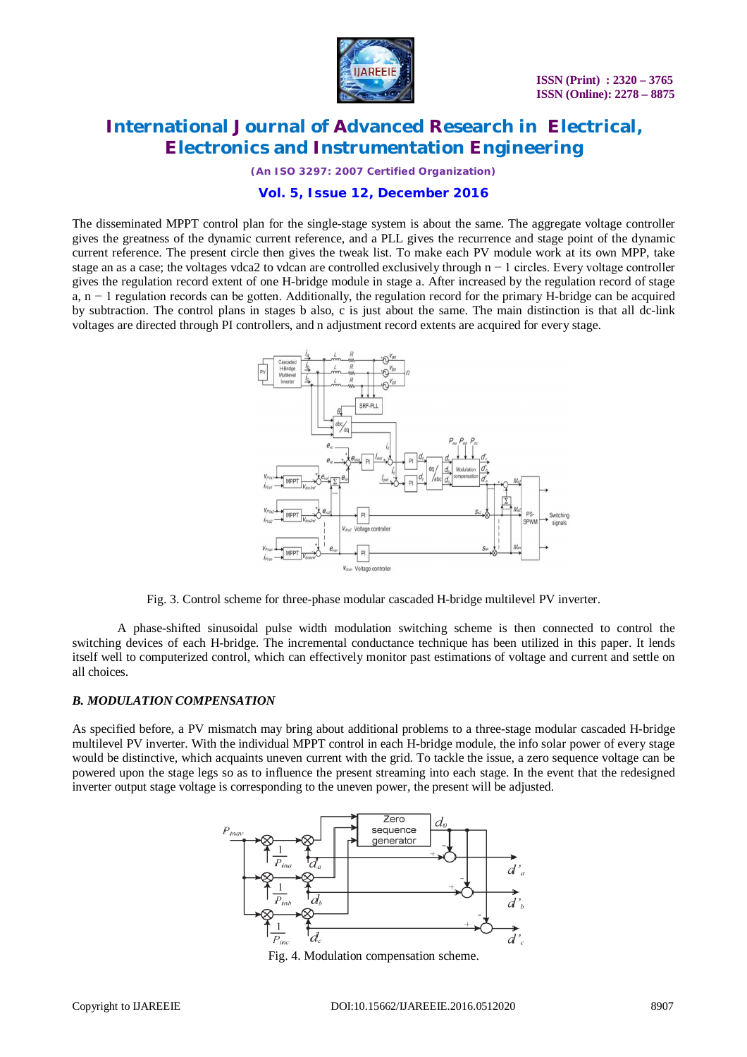The disseminated MPPT control plan for the single-stage system is about the same. The aggregate voltage controller gives the greatness of the dynamic current reference, and a PLL gives the recurrence and stage point of the dynamic current reference. The present circle then gives the tweak list. To make each PV module work at its own MPP, take stage an as a case; the voltages vdca2 to vdcan are controlled exclusively through n − 1 circles. Every voltage controller gives the regulation record extent of one H-bridge module in stage a. After increased by the regulation record of stage a, n − 1 regulation records can be gotten. Additionally, the regulation record for the primary H-bridge can be acquired by subtraction. The control plans in stages b also, c is just about the same. The main distinction is that all dc-link voltages are directed through PI controllers, and n adjustment record extents are acquired for every stage.

Fig. 3. Control scheme for three-phase modular cascaded H-bridge multilevel PV inverter.

A phase-shifted sinusoidal pulse width modulation switching scheme is then connected to control the switching devices of each H-bridge. The incremental conductance technique has been utilized in this paper. It lends itself well to computerized control, which can effectively monitor past estimations of voltage and current and settle on all choices.

### *B. MODULATION COMPENSATION*

As specified before, a PV mismatch may bring about additional problems to a three-stage modular cascaded H-bridge multilevel PV inverter. With the individual MPPT control in each H-bridge module, the info solar power of every stage would be distinctive, which acquaints uneven current with the grid. To tackle the issue, a zero sequence voltage can be powered upon the stage legs so as to influence the present streaming into each stage. In the event that the redesigned inverter output stage voltage is corresponding to the uneven power, the present will be adjusted.

Fig. 4. Modulation compensation scheme.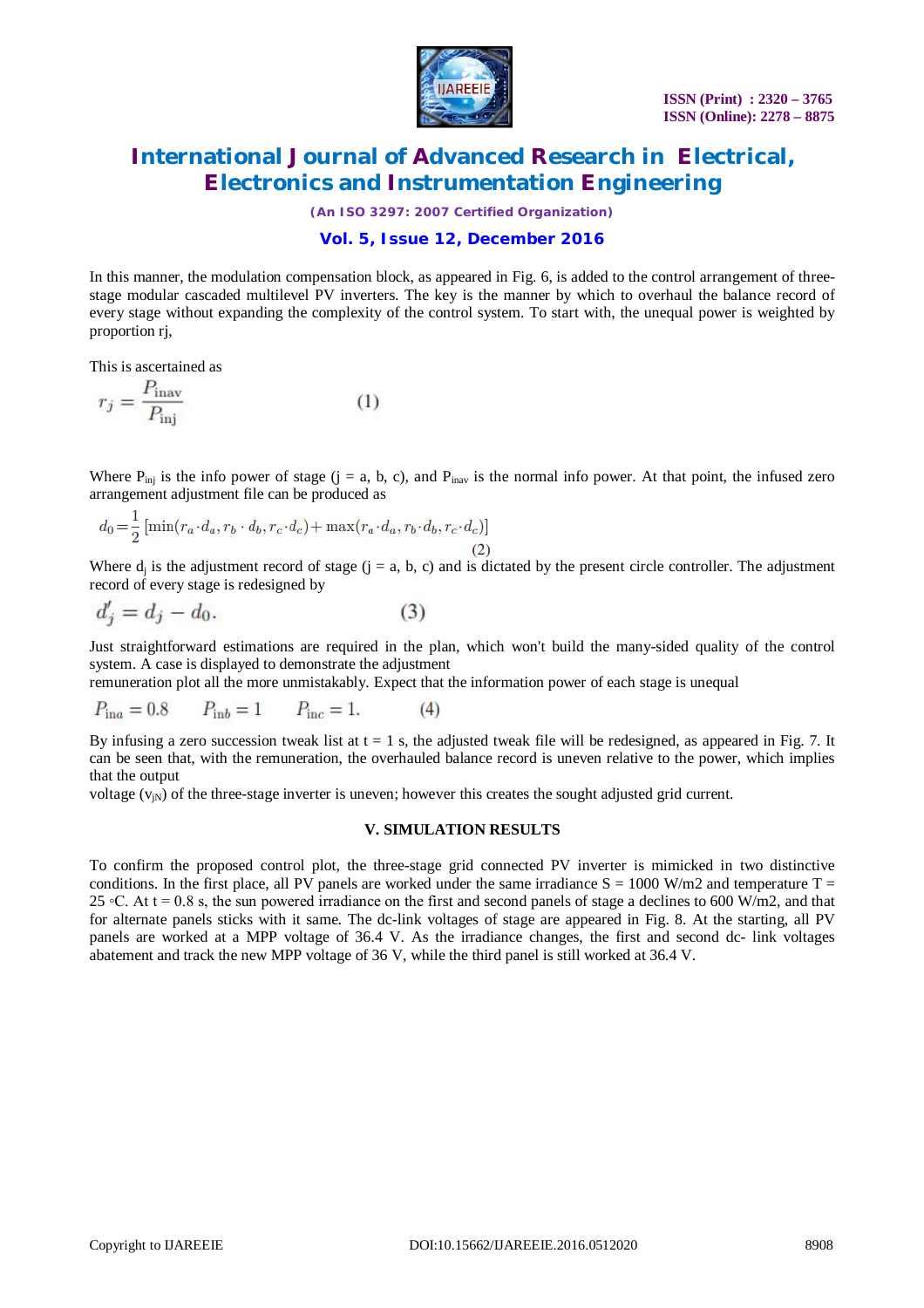In this manner, the modulation compensation block, as appeared in Fig. 6, is added to the control arrangement of three-stage modular cascaded multilevel PV inverters. The key is the manner by which to overhaul the balance record of every stage without expanding the complexity of the control system. To start with, the unequal power is weighted by proportion rj,

This is ascertained as

$$r_j = \frac{P_{\text{inav}}}{P_{\text{inj}}} \qquad (1)$$

Where $P_{inj}$ is the info power of stage (j = a, b, c), and $P_{inav}$ is the normal info power. At that point, the infused zero arrangement adjustment file can be produced as

$$d_0 = \frac{1}{2}\left[\min(r_a \cdot d_a, r_b \cdot d_b, r_c \cdot d_c) + \max(r_a \cdot d_a, r_b \cdot d_b, r_c \cdot d_c)\right] \qquad (2)$$

Where $d_j$ is the adjustment record of stage (j = a, b, c) and is dictated by the present circle controller. The adjustment record of every stage is redesigned by

$$d'_j = d_j - d_0. \qquad (3)$$

Just straightforward estimations are required in the plan, which won't build the many-sided quality of the control system. A case is displayed to demonstrate the adjustment

remuneration plot all the more unmistakably. Expect that the information power of each stage is unequal

$$P_{\text{ina}} = 0.8 \qquad P_{\text{inb}} = 1 \qquad P_{\text{inc}} = 1. \qquad (4)$$

By infusing a zero succession tweak list at t = 1 s, the adjusted tweak file will be redesigned, as appeared in Fig. 7. It can be seen that, with the remuneration, the overhauled balance record is uneven relative to the power, which implies that the output

voltage ($v_{jN}$) of the three-stage inverter is uneven; however this creates the sought adjusted grid current.

## V. SIMULATION RESULTS

To confirm the proposed control plot, the three-stage grid connected PV inverter is mimicked in two distinctive conditions. In the first place, all PV panels are worked under the same irradiance S = 1000 W/m2 and temperature T = 25 ◦C. At t = 0.8 s, the sun powered irradiance on the first and second panels of stage a declines to 600 W/m2, and that for alternate panels sticks with it same. The dc-link voltages of stage are appeared in Fig. 8. At the starting, all PV panels are worked at a MPP voltage of 36.4 V. As the irradiance changes, the first and second dc- link voltages abatement and track the new MPP voltage of 36 V, while the third panel is still worked at 36.4 V.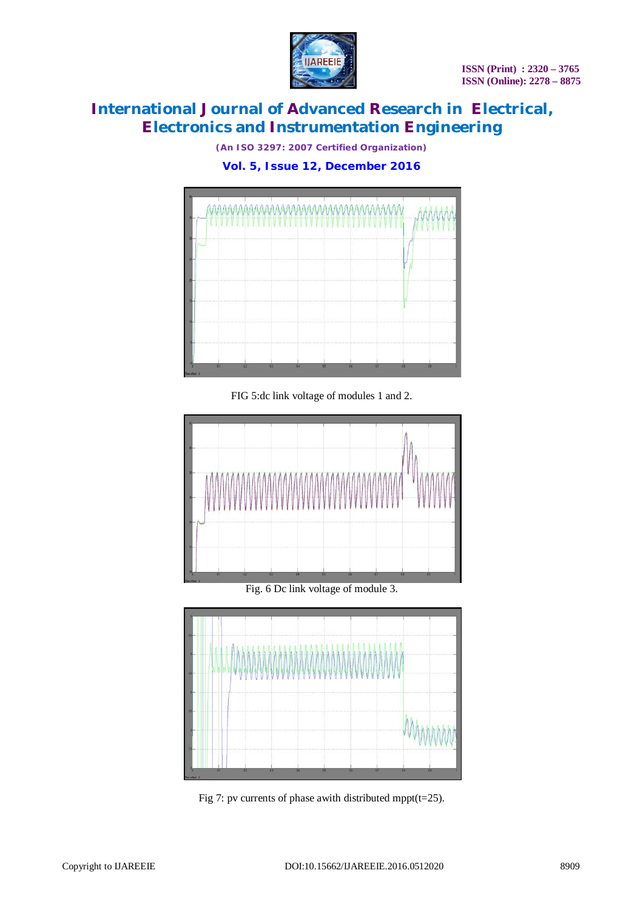FIG 5:dc link voltage of modules 1 and 2.

Fig. 6 Dc link voltage of module 3.

Fig 7: pv currents of phase awith distributed mppt(t=25).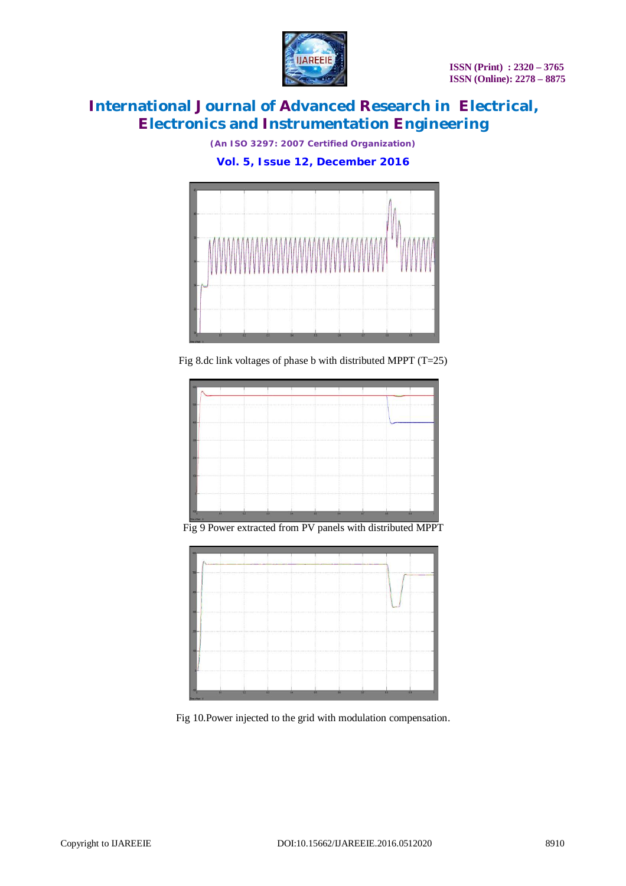Fig 8.dc link voltages of phase b with distributed MPPT (T=25)

Fig 9 Power extracted from PV panels with distributed MPPT

Fig 10.Power injected to the grid with modulation compensation.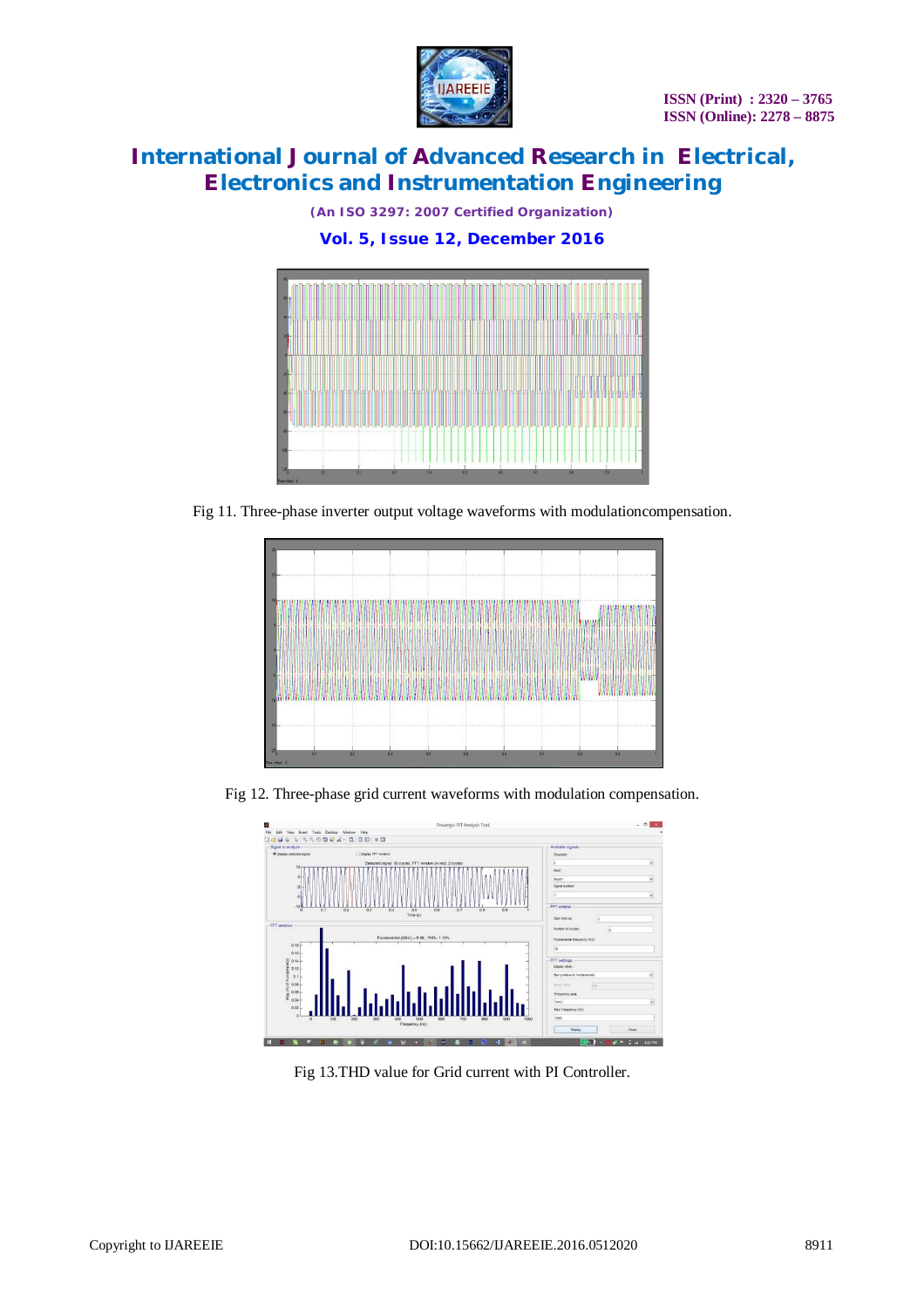Fig 11. Three-phase inverter output voltage waveforms with modulationcompensation.

Fig 12. Three-phase grid current waveforms with modulation compensation.

Fig 13.THD value for Grid current with PI Controller.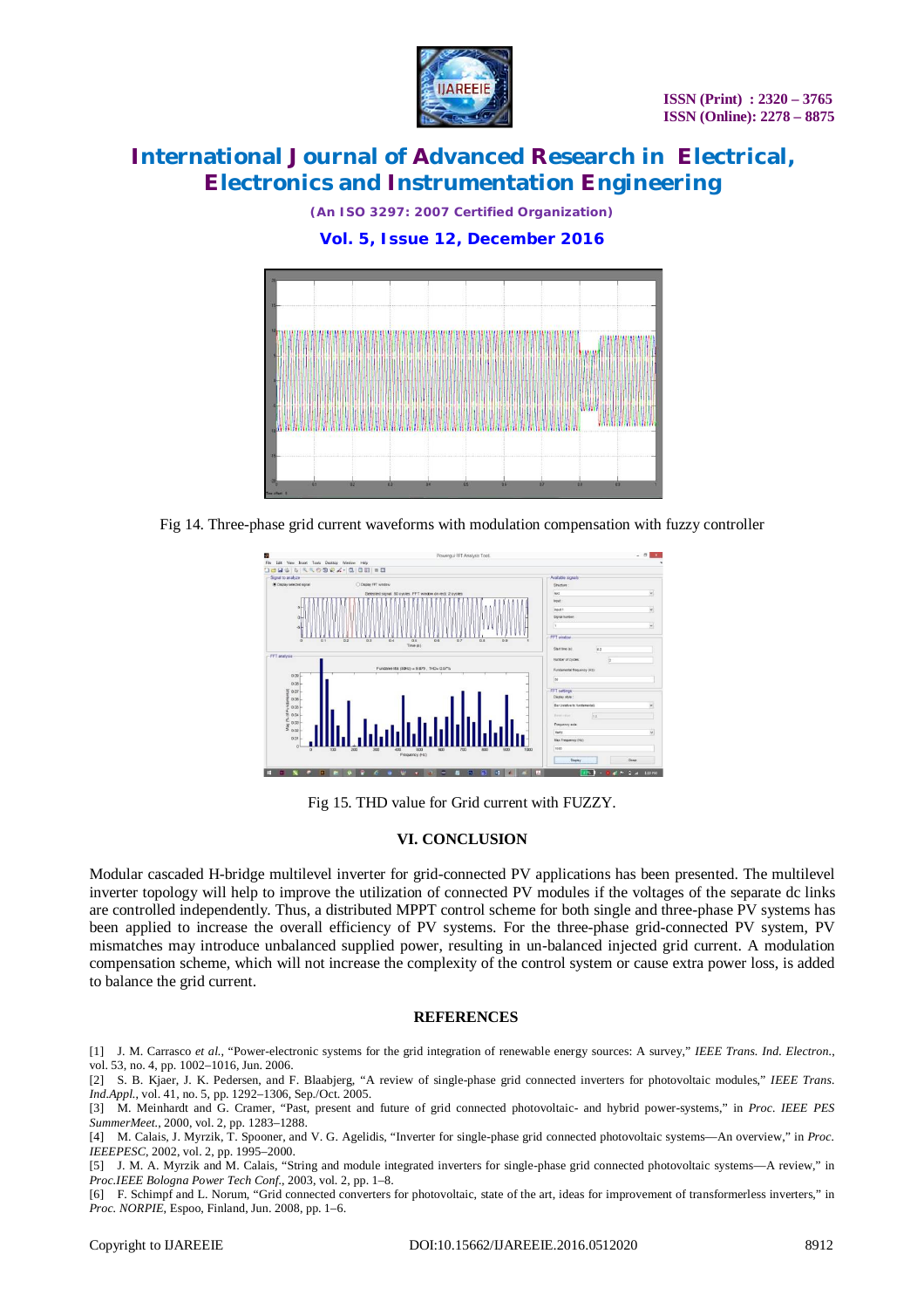Fig 14. Three-phase grid current waveforms with modulation compensation with fuzzy controller

Fig 15. THD value for Grid current with FUZZY.

## VI. CONCLUSION

Modular cascaded H-bridge multilevel inverter for grid-connected PV applications has been presented. The multilevel inverter topology will help to improve the utilization of connected PV modules if the voltages of the separate dc links are controlled independently. Thus, a distributed MPPT control scheme for both single and three-phase PV systems has been applied to increase the overall efficiency of PV systems. For the three-phase grid-connected PV system, PV mismatches may introduce unbalanced supplied power, resulting in un-balanced injected grid current. A modulation compensation scheme, which will not increase the complexity of the control system or cause extra power loss, is added to balance the grid current.

## REFERENCES

[1] J. M. Carrasco *et al.*, "Power-electronic systems for the grid integration of renewable energy sources: A survey," *IEEE Trans. Ind. Electron.*, vol. 53, no. 4, pp. 1002–1016, Jun. 2006.

[2] S. B. Kjaer, J. K. Pedersen, and F. Blaabjerg, "A review of single-phase grid connected inverters for photovoltaic modules," *IEEE Trans. Ind.Appl.*, vol. 41, no. 5, pp. 1292–1306, Sep./Oct. 2005.

[3] M. Meinhardt and G. Cramer, "Past, present and future of grid connected photovoltaic- and hybrid power-systems," in *Proc. IEEE PES SummerMeet.*, 2000, vol. 2, pp. 1283–1288.

[4] M. Calais, J. Myrzik, T. Spooner, and V. G. Agelidis, "Inverter for single-phase grid connected photovoltaic systems—An overview," in *Proc. IEEEPESC*, 2002, vol. 2, pp. 1995–2000.

[5] J. M. A. Myrzik and M. Calais, "String and module integrated inverters for single-phase grid connected photovoltaic systems—A review," in *Proc.IEEE Bologna Power Tech Conf.*, 2003, vol. 2, pp. 1–8.

[6] F. Schimpf and L. Norum, "Grid connected converters for photovoltaic, state of the art, ideas for improvement of transformerless inverters," in *Proc. NORPIE*, Espoo, Finland, Jun. 2008, pp. 1–6.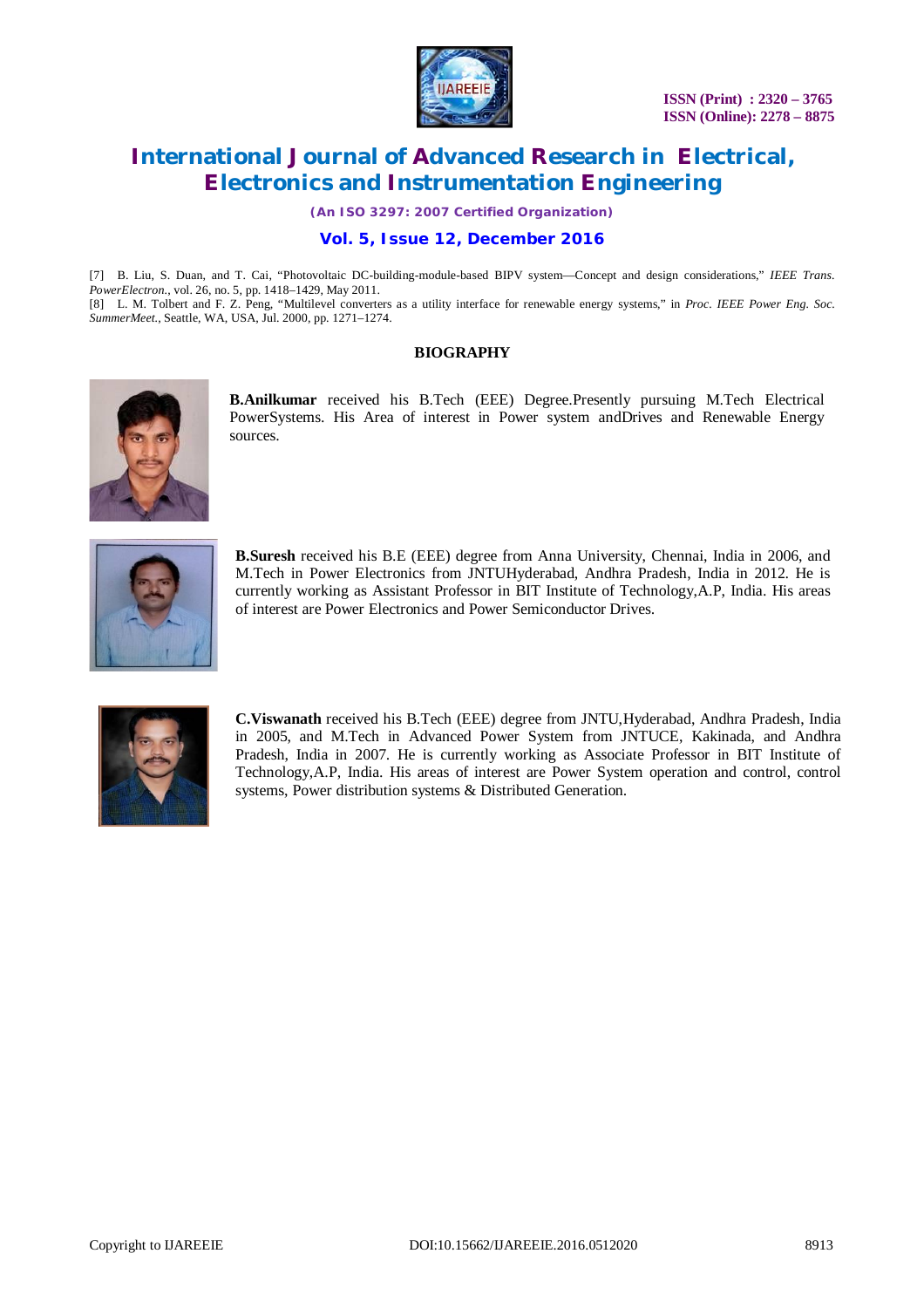[7] B. Liu, S. Duan, and T. Cai, "Photovoltaic DC-building-module-based BIPV system—Concept and design considerations," *IEEE Trans. PowerElectron.*, vol. 26, no. 5, pp. 1418–1429, May 2011.

[8] L. M. Tolbert and F. Z. Peng, "Multilevel converters as a utility interface for renewable energy systems," in *Proc. IEEE Power Eng. Soc. SummerMeet.*, Seattle, WA, USA, Jul. 2000, pp. 1271–1274.

## BIOGRAPHY

**B.Anilkumar** received his B.Tech (EEE) Degree.Presently pursuing M.Tech Electrical PowerSystems. His Area of interest in Power system andDrives and Renewable Energy sources.

**B.Suresh** received his B.E (EEE) degree from Anna University, Chennai, India in 2006, and M.Tech in Power Electronics from JNTUHyderabad, Andhra Pradesh, India in 2012. He is currently working as Assistant Professor in BIT Institute of Technology,A.P, India. His areas of interest are Power Electronics and Power Semiconductor Drives.

**C.Viswanath** received his B.Tech (EEE) degree from JNTU,Hyderabad, Andhra Pradesh, India in 2005, and M.Tech in Advanced Power System from JNTUCE, Kakinada, and Andhra Pradesh, India in 2007. He is currently working as Associate Professor in BIT Institute of Technology,A.P, India. His areas of interest are Power System operation and control, control systems, Power distribution systems & Distributed Generation.